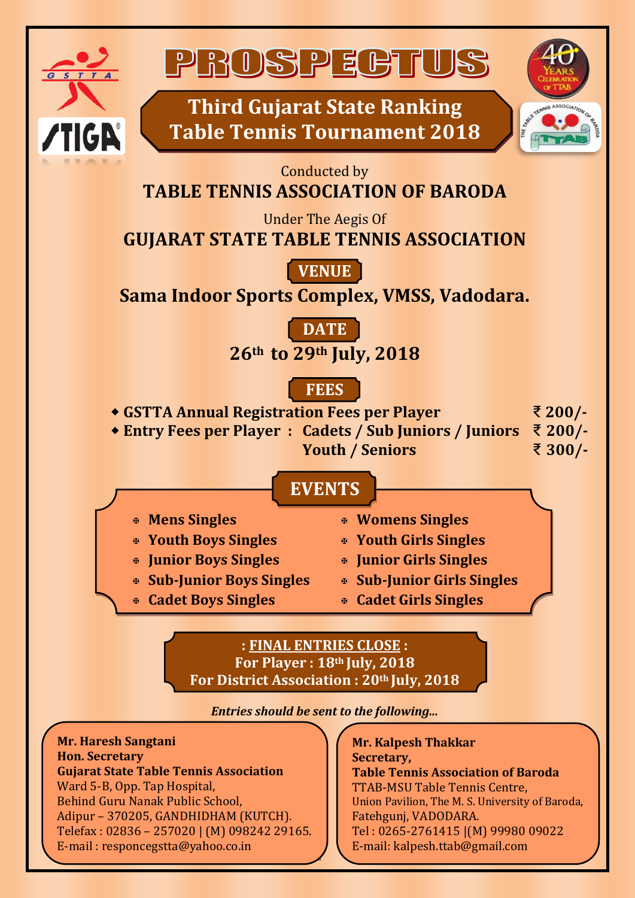# PROSPECTUS

## Third Gujarat State Ranking Table Tennis Tournament 2018

Conducted by

**TABLE TENNIS ASSOCIATION OF BARODA**

Under The Aegis Of

**GUJARAT STATE TABLE TENNIS ASSOCIATION**

### VENUE

**Sama Indoor Sports Complex, VMSS, Vadodara.**

### DATE

**26th to 29th July, 2018**

### FEES

| | | |
|---|---|---|
| **GSTTA Annual Registration Fees per Player** | | **₹ 200/-** |
| **Entry Fees per Player :** | **Cadets / Sub Juniors / Juniors** | **₹ 200/-** |
| | **Youth / Seniors** | **₹ 300/-** |

### EVENTS

- **Mens Singles**
- **Youth Boys Singles**
- **Junior Boys Singles**
- **Sub-Junior Boys Singles**
- **Cadet Boys Singles**
- **Womens Singles**
- **Youth Girls Singles**
- **Junior Girls Singles**
- **Sub-Junior Girls Singles**
- **Cadet Girls Singles**

**: FINAL ENTRIES CLOSE :**
**For Player : 18th July, 2018**
**For District Association : 20th July, 2018**

***Entries should be sent to the following...***

**Mr. Haresh Sangtani**
**Hon. Secretary**
**Gujarat State Table Tennis Association**
Ward 5-B, Opp. Tap Hospital,
Behind Guru Nanak Public School,
Adipur – 370205, GANDHIDHAM (KUTCH).
Telefax : 02836 – 257020 | (M) 098242 29165.
E-mail : responcegstta@yahoo.co.in

**Mr. Kalpesh Thakkar**
**Secretary,**
**Table Tennis Association of Baroda**
TTAB-MSU Table Tennis Centre,
Union Pavilion, The M. S. University of Baroda,
Fatehgunj, VADODARA.
Tel : 0265-2761415 |(M) 99980 09022
E-mail: kalpesh.ttab@gmail.com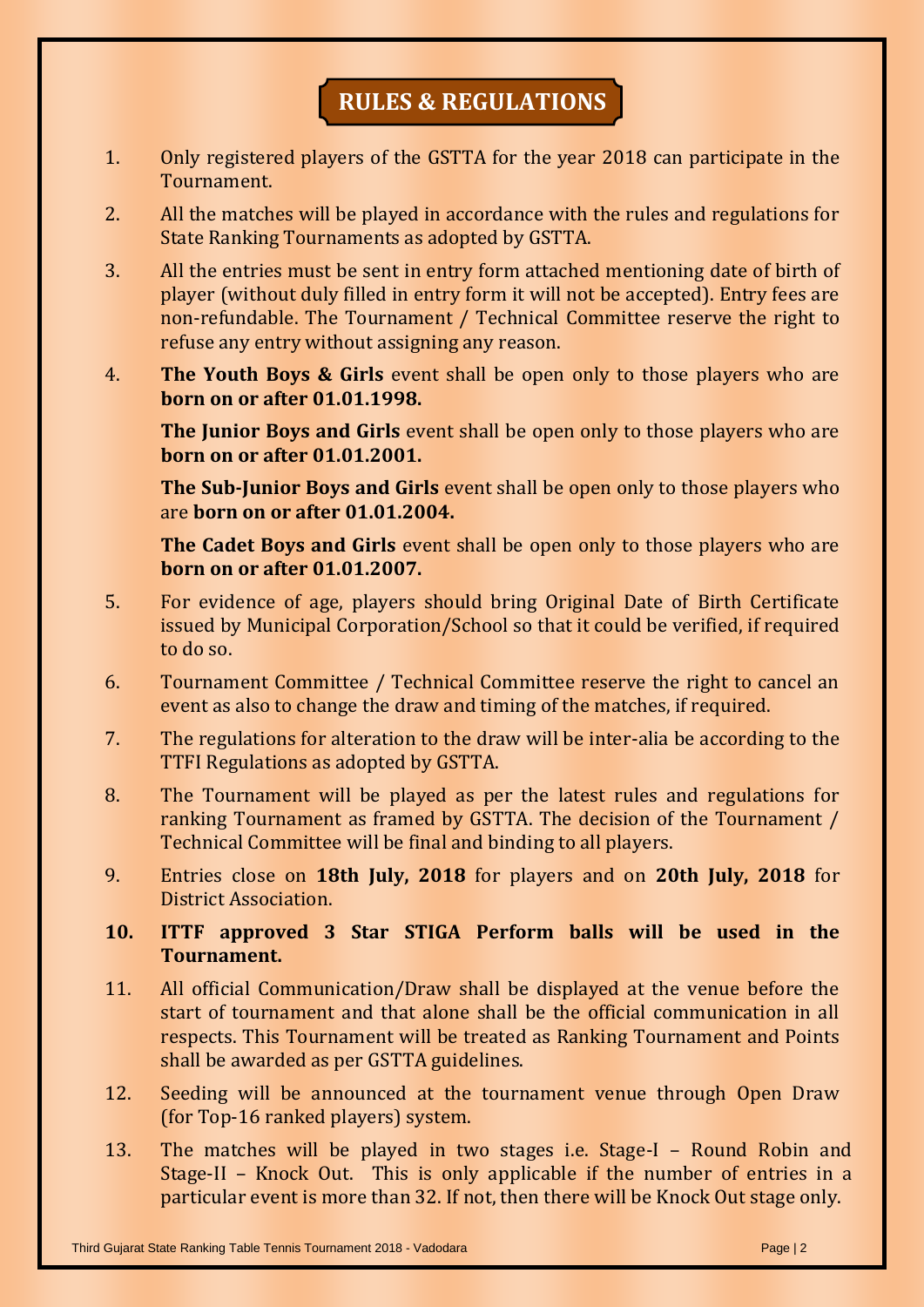# RULES & REGULATIONS

1. Only registered players of the GSTTA for the year 2018 can participate in the Tournament.

2. All the matches will be played in accordance with the rules and regulations for State Ranking Tournaments as adopted by GSTTA.

3. All the entries must be sent in entry form attached mentioning date of birth of player (without duly filled in entry form it will not be accepted). Entry fees are non-refundable. The Tournament / Technical Committee reserve the right to refuse any entry without assigning any reason.

4. **The Youth Boys & Girls** event shall be open only to those players who are **born on or after 01.01.1998.**

   **The Junior Boys and Girls** event shall be open only to those players who are **born on or after 01.01.2001.**

   **The Sub-Junior Boys and Girls** event shall be open only to those players who are **born on or after 01.01.2004.**

   **The Cadet Boys and Girls** event shall be open only to those players who are **born on or after 01.01.2007.**

5. For evidence of age, players should bring Original Date of Birth Certificate issued by Municipal Corporation/School so that it could be verified, if required to do so.

6. Tournament Committee / Technical Committee reserve the right to cancel an event as also to change the draw and timing of the matches, if required.

7. The regulations for alteration to the draw will be inter-alia be according to the TTFI Regulations as adopted by GSTTA.

8. The Tournament will be played as per the latest rules and regulations for ranking Tournament as framed by GSTTA. The decision of the Tournament / Technical Committee will be final and binding to all players.

9. Entries close on **18th July, 2018** for players and on **20th July, 2018** for District Association.

10. **ITTF approved 3 Star STIGA Perform balls will be used in the Tournament.**

11. All official Communication/Draw shall be displayed at the venue before the start of tournament and that alone shall be the official communication in all respects. This Tournament will be treated as Ranking Tournament and Points shall be awarded as per GSTTA guidelines.

12. Seeding will be announced at the tournament venue through Open Draw (for Top-16 ranked players) system.

13. The matches will be played in two stages i.e. Stage-I – Round Robin and Stage-II – Knock Out. This is only applicable if the number of entries in a particular event is more than 32. If not, then there will be Knock Out stage only.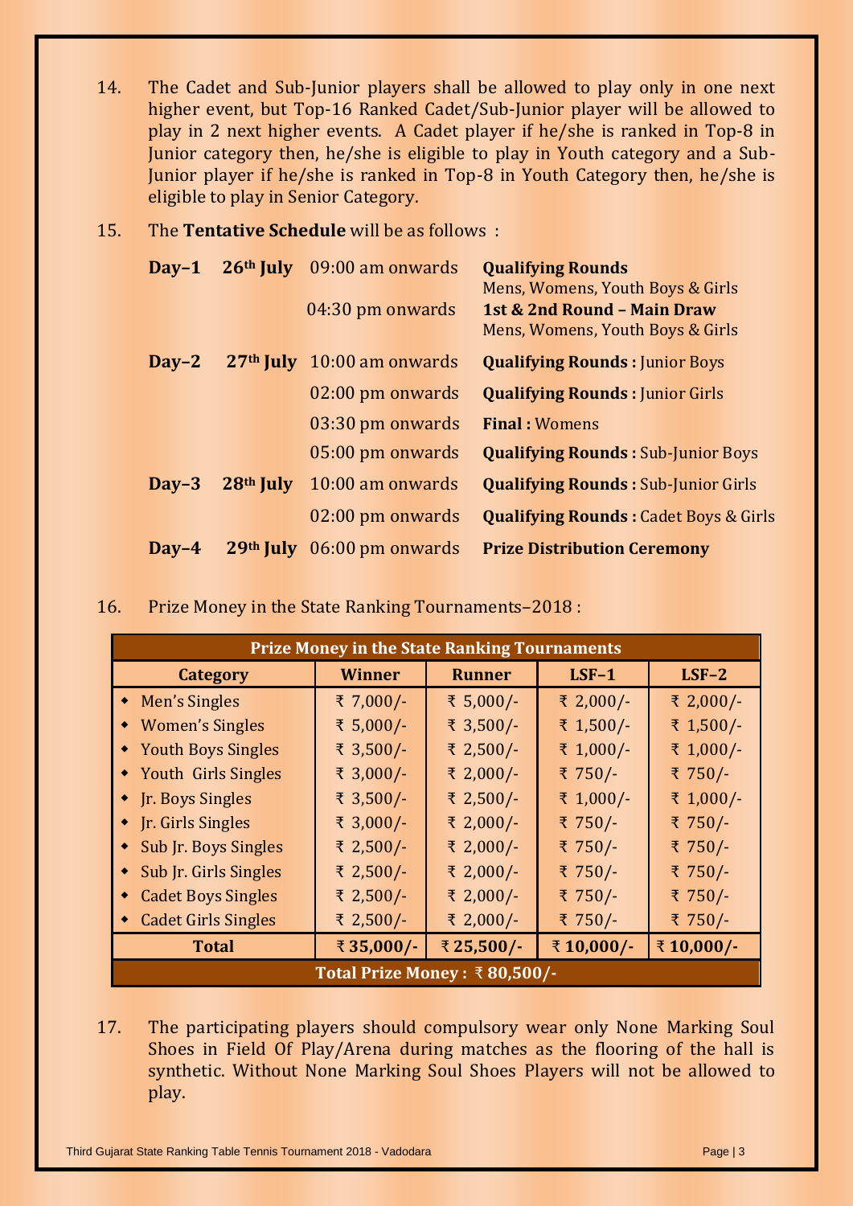14. The Cadet and Sub-Junior players shall be allowed to play only in one next higher event, but Top-16 Ranked Cadet/Sub-Junior player will be allowed to play in 2 next higher events. A Cadet player if he/she is ranked in Top-8 in Junior category then, he/she is eligible to play in Youth category and a Sub-Junior player if he/she is ranked in Top-8 in Youth Category then, he/she is eligible to play in Senior Category.

15. The **Tentative Schedule** will be as follows :

| | | | |
|---|---|---|---|
| **Day–1** | **26th July** | 09:00 am onwards | **Qualifying Rounds** Mens, Womens, Youth Boys & Girls |
| | | 04:30 pm onwards | **1st & 2nd Round – Main Draw** Mens, Womens, Youth Boys & Girls |
| **Day–2** | **27th July** | 10:00 am onwards | **Qualifying Rounds :** Junior Boys |
| | | 02:00 pm onwards | **Qualifying Rounds :** Junior Girls |
| | | 03:30 pm onwards | **Final :** Womens |
| | | 05:00 pm onwards | **Qualifying Rounds :** Sub-Junior Boys |
| **Day–3** | **28th July** | 10:00 am onwards | **Qualifying Rounds :** Sub-Junior Girls |
| | | 02:00 pm onwards | **Qualifying Rounds :** Cadet Boys & Girls |
| **Day–4** | **29th July** | 06:00 pm onwards | **Prize Distribution Ceremony** |

16. Prize Money in the State Ranking Tournaments–2018 :

| Prize Money in the State Ranking Tournaments | | | | |
|---|---|---|---|---|
| **Category** | **Winner** | **Runner** | **LSF–1** | **LSF–2** |
| Men's Singles | ₹ 7,000/- | ₹ 5,000/- | ₹ 2,000/- | ₹ 2,000/- |
| Women's Singles | ₹ 5,000/- | ₹ 3,500/- | ₹ 1,500/- | ₹ 1,500/- |
| Youth Boys Singles | ₹ 3,500/- | ₹ 2,500/- | ₹ 1,000/- | ₹ 1,000/- |
| Youth Girls Singles | ₹ 3,000/- | ₹ 2,000/- | ₹ 750/- | ₹ 750/- |
| Jr. Boys Singles | ₹ 3,500/- | ₹ 2,500/- | ₹ 1,000/- | ₹ 1,000/- |
| Jr. Girls Singles | ₹ 3,000/- | ₹ 2,000/- | ₹ 750/- | ₹ 750/- |
| Sub Jr. Boys Singles | ₹ 2,500/- | ₹ 2,000/- | ₹ 750/- | ₹ 750/- |
| Sub Jr. Girls Singles | ₹ 2,500/- | ₹ 2,000/- | ₹ 750/- | ₹ 750/- |
| Cadet Boys Singles | ₹ 2,500/- | ₹ 2,000/- | ₹ 750/- | ₹ 750/- |
| Cadet Girls Singles | ₹ 2,500/- | ₹ 2,000/- | ₹ 750/- | ₹ 750/- |
| **Total** | **₹ 35,000/-** | **₹ 25,500/-** | **₹ 10,000/-** | **₹ 10,000/-** |
| **Total Prize Money : ₹ 80,500/-** | | | | |

17. The participating players should compulsory wear only None Marking Soul Shoes in Field Of Play/Arena during matches as the flooring of the hall is synthetic. Without None Marking Soul Shoes Players will not be allowed to play.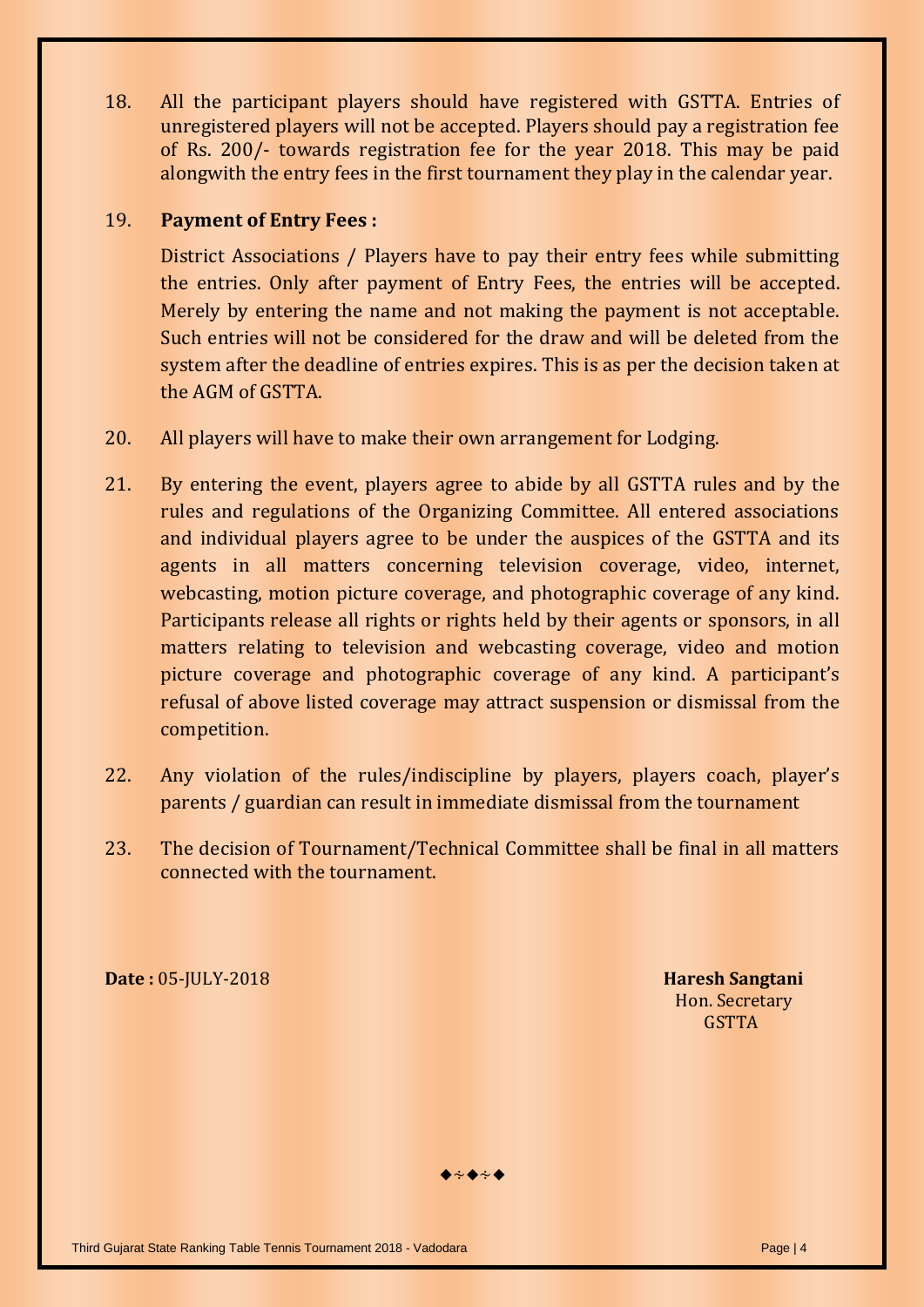18. All the participant players should have registered with GSTTA. Entries of unregistered players will not be accepted. Players should pay a registration fee of Rs. 200/- towards registration fee for the year 2018. This may be paid alongwith the entry fees in the first tournament they play in the calendar year.

19. **Payment of Entry Fees :**

    District Associations / Players have to pay their entry fees while submitting the entries. Only after payment of Entry Fees, the entries will be accepted. Merely by entering the name and not making the payment is not acceptable. Such entries will not be considered for the draw and will be deleted from the system after the deadline of entries expires. This is as per the decision taken at the AGM of GSTTA.

20. All players will have to make their own arrangement for Lodging.

21. By entering the event, players agree to abide by all GSTTA rules and by the rules and regulations of the Organizing Committee. All entered associations and individual players agree to be under the auspices of the GSTTA and its agents in all matters concerning television coverage, video, internet, webcasting, motion picture coverage, and photographic coverage of any kind. Participants release all rights or rights held by their agents or sponsors, in all matters relating to television and webcasting coverage, video and motion picture coverage and photographic coverage of any kind. A participant's refusal of above listed coverage may attract suspension or dismissal from the competition.

22. Any violation of the rules/indiscipline by players, players coach, player's parents / guardian can result in immediate dismissal from the tournament

23. The decision of Tournament/Technical Committee shall be final in all matters connected with the tournament.

**Date :** 05-JULY-2018

**Haresh Sangtani**
Hon. Secretary
GSTTA

◆÷◆÷◆